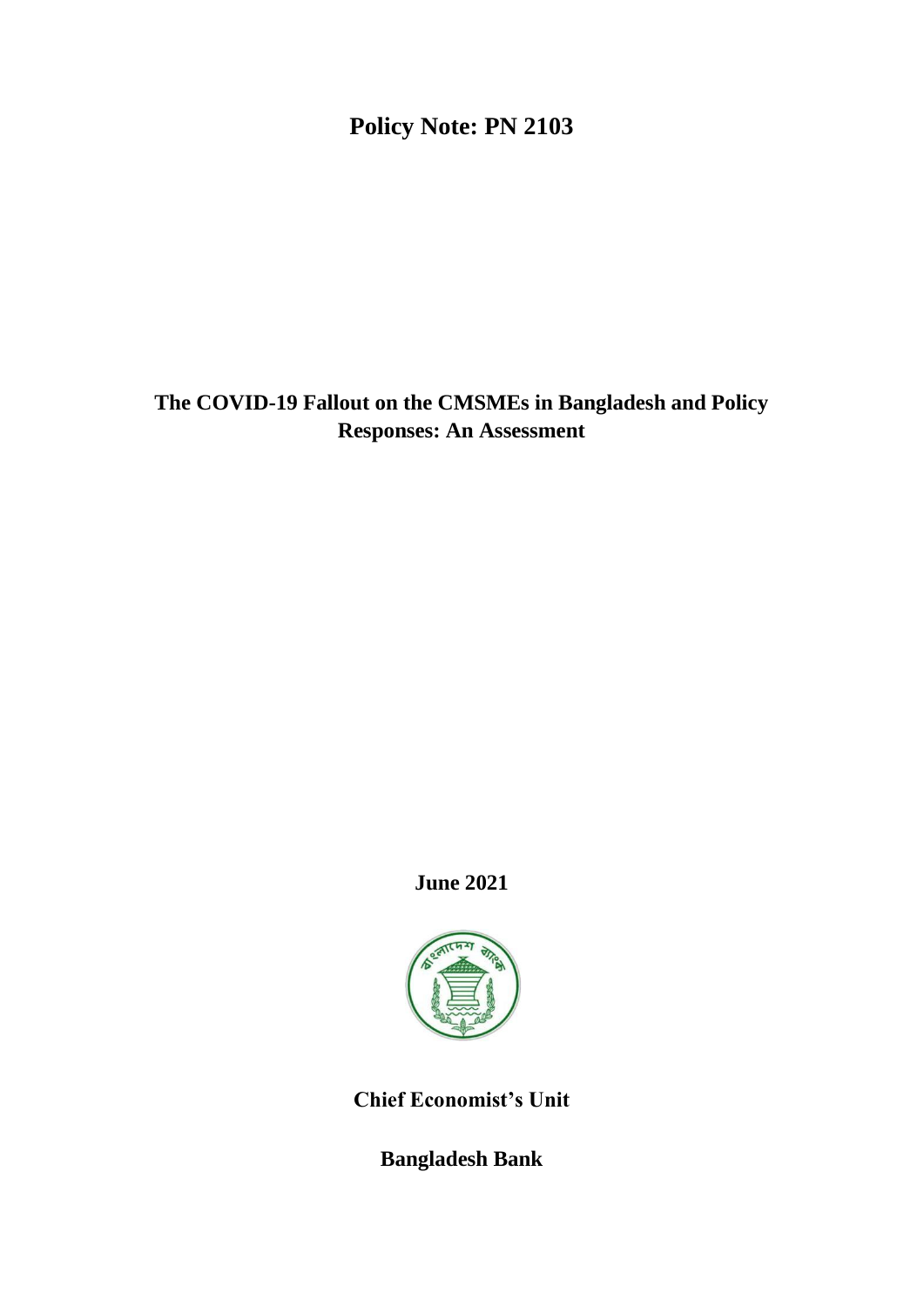**Policy Note: PN 2103**

# The COVID-19 Fallout on the CMSMEs in Bangladesh and Policy Responses: An Assessment

**June 2021**

**Chief Economist's Unit**

**Bangladesh Bank**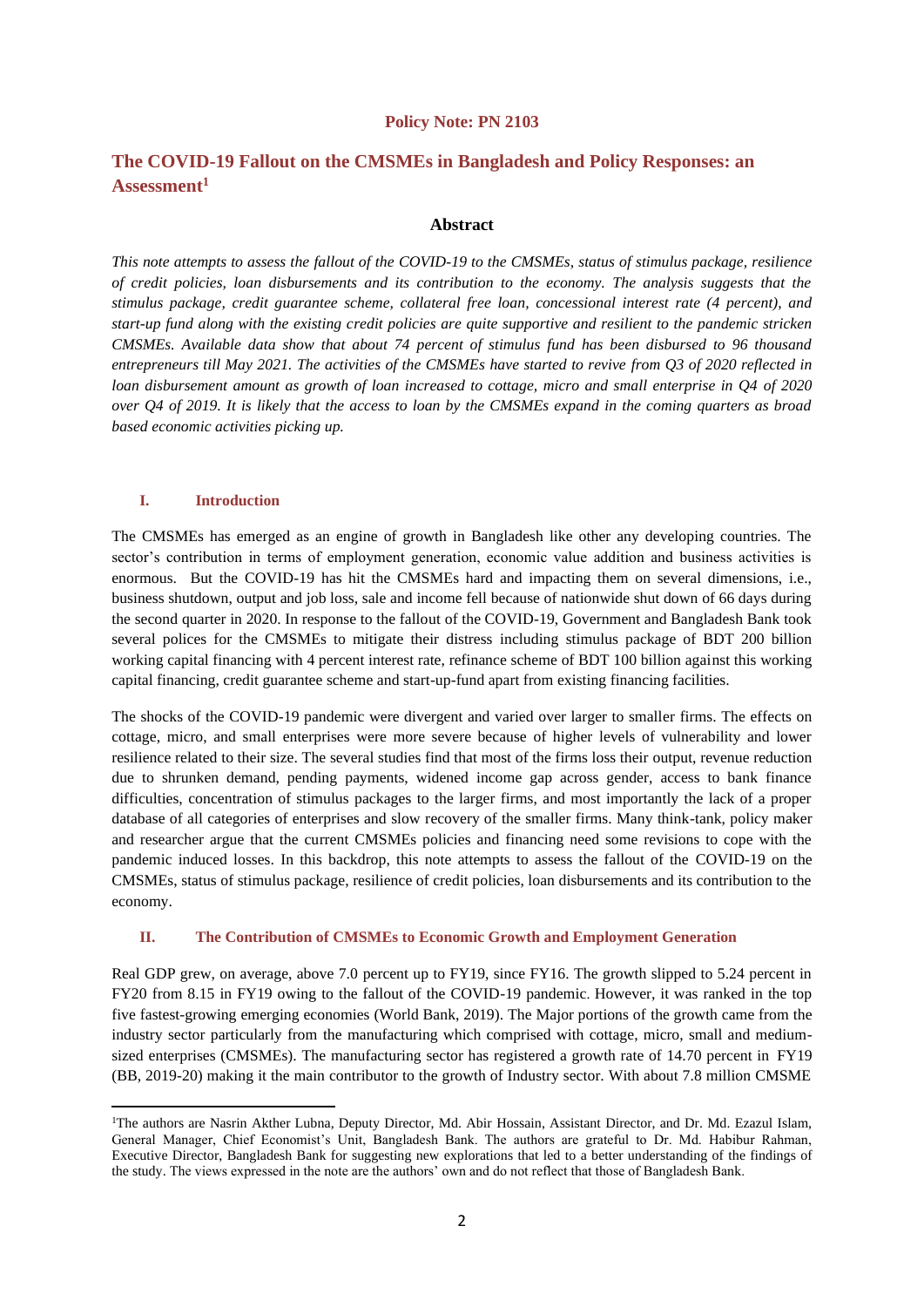**Policy Note: PN 2103**

# The COVID-19 Fallout on the CMSMEs in Bangladesh and Policy Responses: an Assessment[1]

## Abstract

*This note attempts to assess the fallout of the COVID-19 to the CMSMEs, status of stimulus package, resilience of credit policies, loan disbursements and its contribution to the economy. The analysis suggests that the stimulus package, credit guarantee scheme, collateral free loan, concessional interest rate (4 percent), and start-up fund along with the existing credit policies are quite supportive and resilient to the pandemic stricken CMSMEs. Available data show that about 74 percent of stimulus fund has been disbursed to 96 thousand entrepreneurs till May 2021. The activities of the CMSMEs have started to revive from Q3 of 2020 reflected in loan disbursement amount as growth of loan increased to cottage, micro and small enterprise in Q4 of 2020 over Q4 of 2019. It is likely that the access to loan by the CMSMEs expand in the coming quarters as broad based economic activities picking up.*

## I. Introduction

The CMSMEs has emerged as an engine of growth in Bangladesh like other any developing countries. The sector's contribution in terms of employment generation, economic value addition and business activities is enormous. But the COVID-19 has hit the CMSMEs hard and impacting them on several dimensions, i.e., business shutdown, output and job loss, sale and income fell because of nationwide shut down of 66 days during the second quarter in 2020. In response to the fallout of the COVID-19, Government and Bangladesh Bank took several polices for the CMSMEs to mitigate their distress including stimulus package of BDT 200 billion working capital financing with 4 percent interest rate, refinance scheme of BDT 100 billion against this working capital financing, credit guarantee scheme and start-up-fund apart from existing financing facilities.

The shocks of the COVID-19 pandemic were divergent and varied over larger to smaller firms. The effects on cottage, micro, and small enterprises were more severe because of higher levels of vulnerability and lower resilience related to their size. The several studies find that most of the firms loss their output, revenue reduction due to shrunken demand, pending payments, widened income gap across gender, access to bank finance difficulties, concentration of stimulus packages to the larger firms, and most importantly the lack of a proper database of all categories of enterprises and slow recovery of the smaller firms. Many think-tank, policy maker and researcher argue that the current CMSMEs policies and financing need some revisions to cope with the pandemic induced losses. In this backdrop, this note attempts to assess the fallout of the COVID-19 on the CMSMEs, status of stimulus package, resilience of credit policies, loan disbursements and its contribution to the economy.

## II. The Contribution of CMSMEs to Economic Growth and Employment Generation

Real GDP grew, on average, above 7.0 percent up to FY19, since FY16. The growth slipped to 5.24 percent in FY20 from 8.15 in FY19 owing to the fallout of the COVID-19 pandemic. However, it was ranked in the top five fastest-growing emerging economies (World Bank, 2019). The Major portions of the growth came from the industry sector particularly from the manufacturing which comprised with cottage, micro, small and medium-sized enterprises (CMSMEs). The manufacturing sector has registered a growth rate of 14.70 percent in FY19 (BB, 2019-20) making it the main contributor to the growth of Industry sector. With about 7.8 million CMSME

[1] The authors are Nasrin Akther Lubna, Deputy Director, Md. Abir Hossain, Assistant Director, and Dr. Md. Ezazul Islam, General Manager, Chief Economist's Unit, Bangladesh Bank. The authors are grateful to Dr. Md. Habibur Rahman, Executive Director, Bangladesh Bank for suggesting new explorations that led to a better understanding of the findings of the study. The views expressed in the note are the authors' own and do not reflect that those of Bangladesh Bank.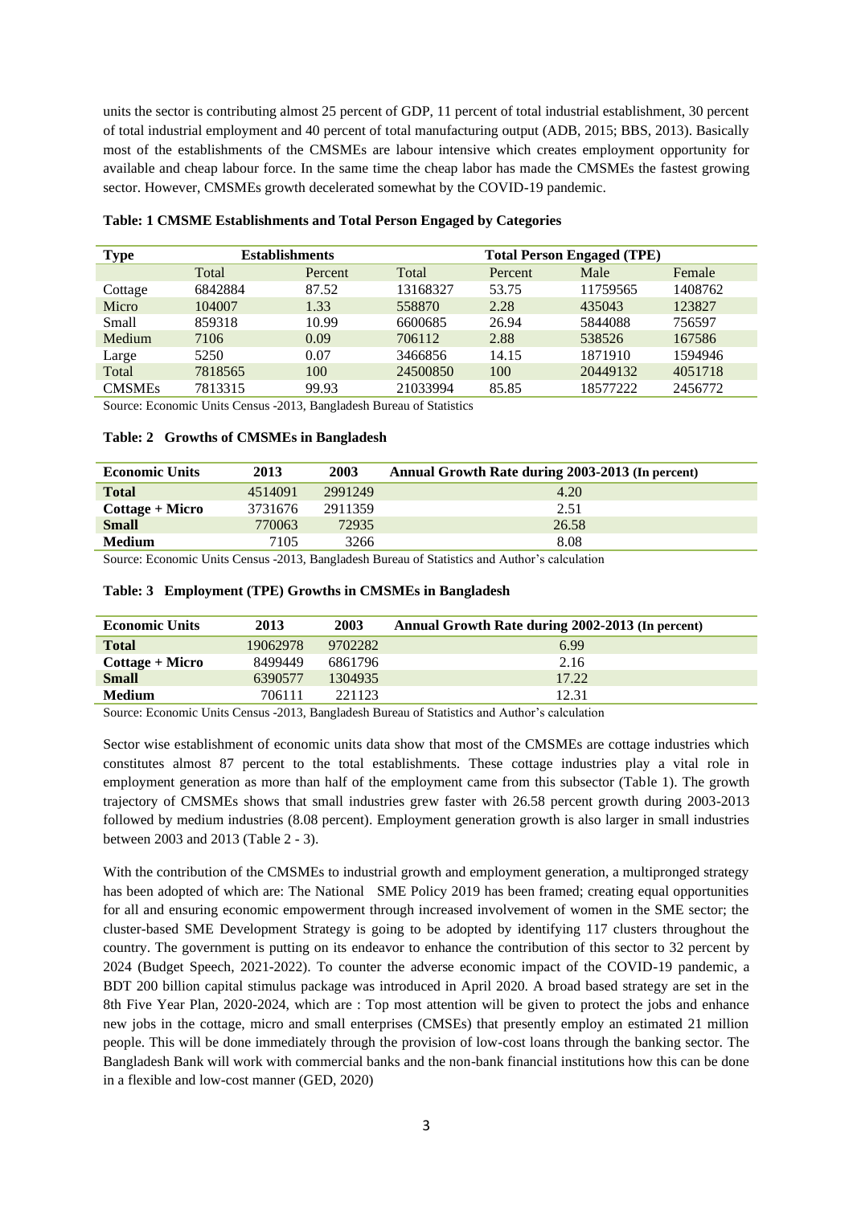units the sector is contributing almost 25 percent of GDP, 11 percent of total industrial establishment, 30 percent of total industrial employment and 40 percent of total manufacturing output (ADB, 2015; BBS, 2013). Basically most of the establishments of the CMSMEs are labour intensive which creates employment opportunity for available and cheap labour force. In the same time the cheap labor has made the CMSMEs the fastest growing sector. However, CMSMEs growth decelerated somewhat by the COVID-19 pandemic.

**Table: 1 CMSME Establishments and Total Person Engaged by Categories**

| Type | Establishments | | Total Person Engaged (TPE) | | | |
|---|---|---|---|---|---|---|
| | Total | Percent | Total | Percent | Male | Female |
| Cottage | 6842884 | 87.52 | 13168327 | 53.75 | 11759565 | 1408762 |
| Micro | 104007 | 1.33 | 558870 | 2.28 | 435043 | 123827 |
| Small | 859318 | 10.99 | 6600685 | 26.94 | 5844088 | 756597 |
| Medium | 7106 | 0.09 | 706112 | 2.88 | 538526 | 167586 |
| Large | 5250 | 0.07 | 3466856 | 14.15 | 1871910 | 1594946 |
| Total | 7818565 | 100 | 24500850 | 100 | 20449132 | 4051718 |
| CMSMEs | 7813315 | 99.93 | 21033994 | 85.85 | 18577222 | 2456772 |

Source: Economic Units Census -2013, Bangladesh Bureau of Statistics

**Table: 2 Growths of CMSMEs in Bangladesh**

| Economic Units | 2013 | 2003 | Annual Growth Rate during 2003-2013 (In percent) |
|---|---|---|---|
| **Total** | 4514091 | 2991249 | 4.20 |
| **Cottage + Micro** | 3731676 | 2911359 | 2.51 |
| **Small** | 770063 | 72935 | 26.58 |
| **Medium** | 7105 | 3266 | 8.08 |

Source: Economic Units Census -2013, Bangladesh Bureau of Statistics and Author's calculation

**Table: 3 Employment (TPE) Growths in CMSMEs in Bangladesh**

| Economic Units | 2013 | 2003 | Annual Growth Rate during 2002-2013 (In percent) |
|---|---|---|---|
| **Total** | 19062978 | 9702282 | 6.99 |
| **Cottage + Micro** | 8499449 | 6861796 | 2.16 |
| **Small** | 6390577 | 1304935 | 17.22 |
| **Medium** | 706111 | 221123 | 12.31 |

Source: Economic Units Census -2013, Bangladesh Bureau of Statistics and Author's calculation

Sector wise establishment of economic units data show that most of the CMSMEs are cottage industries which constitutes almost 87 percent to the total establishments. These cottage industries play a vital role in employment generation as more than half of the employment came from this subsector (Table 1). The growth trajectory of CMSMEs shows that small industries grew faster with 26.58 percent growth during 2003-2013 followed by medium industries (8.08 percent). Employment generation growth is also larger in small industries between 2003 and 2013 (Table 2 - 3).

With the contribution of the CMSMEs to industrial growth and employment generation, a multipronged strategy has been adopted of which are: The National SME Policy 2019 has been framed; creating equal opportunities for all and ensuring economic empowerment through increased involvement of women in the SME sector; the cluster-based SME Development Strategy is going to be adopted by identifying 117 clusters throughout the country. The government is putting on its endeavor to enhance the contribution of this sector to 32 percent by 2024 (Budget Speech, 2021-2022). To counter the adverse economic impact of the COVID-19 pandemic, a BDT 200 billion capital stimulus package was introduced in April 2020. A broad based strategy are set in the 8th Five Year Plan, 2020-2024, which are : Top most attention will be given to protect the jobs and enhance new jobs in the cottage, micro and small enterprises (CMSEs) that presently employ an estimated 21 million people. This will be done immediately through the provision of low-cost loans through the banking sector. The Bangladesh Bank will work with commercial banks and the non-bank financial institutions how this can be done in a flexible and low-cost manner (GED, 2020)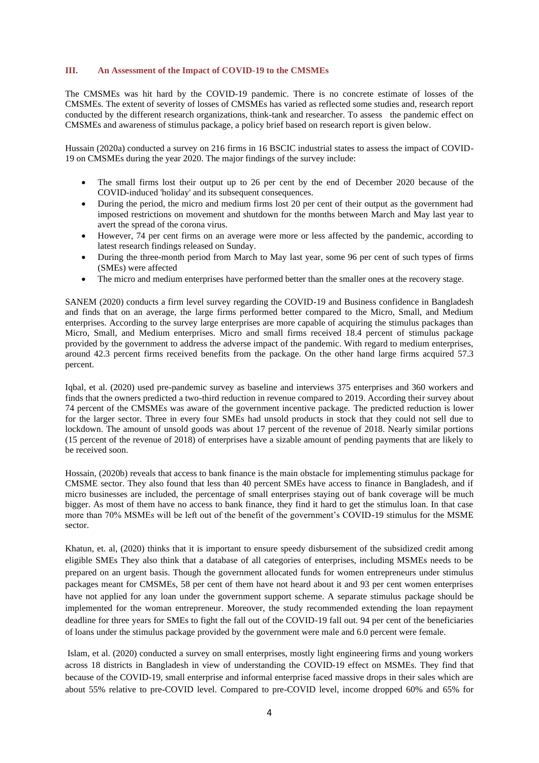### III. An Assessment of the Impact of COVID-19 to the CMSMEs

The CMSMEs was hit hard by the COVID-19 pandemic. There is no concrete estimate of losses of the CMSMEs. The extent of severity of losses of CMSMEs has varied as reflected some studies and, research report conducted by the different research organizations, think-tank and researcher. To assess the pandemic effect on CMSMEs and awareness of stimulus package, a policy brief based on research report is given below.

Hussain (2020a) conducted a survey on 216 firms in 16 BSCIC industrial states to assess the impact of COVID-19 on CMSMEs during the year 2020. The major findings of the survey include:

- The small firms lost their output up to 26 per cent by the end of December 2020 because of the COVID-induced 'holiday' and its subsequent consequences.
- During the period, the micro and medium firms lost 20 per cent of their output as the government had imposed restrictions on movement and shutdown for the months between March and May last year to avert the spread of the corona virus.
- However, 74 per cent firms on an average were more or less affected by the pandemic, according to latest research findings released on Sunday.
- During the three-month period from March to May last year, some 96 per cent of such types of firms (SMEs) were affected
- The micro and medium enterprises have performed better than the smaller ones at the recovery stage.

SANEM (2020) conducts a firm level survey regarding the COVID-19 and Business confidence in Bangladesh and finds that on an average, the large firms performed better compared to the Micro, Small, and Medium enterprises. According to the survey large enterprises are more capable of acquiring the stimulus packages than Micro, Small, and Medium enterprises. Micro and small firms received 18.4 percent of stimulus package provided by the government to address the adverse impact of the pandemic. With regard to medium enterprises, around 42.3 percent firms received benefits from the package. On the other hand large firms acquired 57.3 percent.

Iqbal, et al. (2020) used pre-pandemic survey as baseline and interviews 375 enterprises and 360 workers and finds that the owners predicted a two-third reduction in revenue compared to 2019. According their survey about 74 percent of the CMSMEs was aware of the government incentive package. The predicted reduction is lower for the larger sector. Three in every four SMEs had unsold products in stock that they could not sell due to lockdown. The amount of unsold goods was about 17 percent of the revenue of 2018. Nearly similar portions (15 percent of the revenue of 2018) of enterprises have a sizable amount of pending payments that are likely to be received soon.

Hossain, (2020b) reveals that access to bank finance is the main obstacle for implementing stimulus package for CMSME sector. They also found that less than 40 percent SMEs have access to finance in Bangladesh, and if micro businesses are included, the percentage of small enterprises staying out of bank coverage will be much bigger. As most of them have no access to bank finance, they find it hard to get the stimulus loan. In that case more than 70% MSMEs will be left out of the benefit of the government's COVID-19 stimulus for the MSME sector.

Khatun, et. al, (2020) thinks that it is important to ensure speedy disbursement of the subsidized credit among eligible SMEs They also think that a database of all categories of enterprises, including MSMEs needs to be prepared on an urgent basis. Though the government allocated funds for women entrepreneurs under stimulus packages meant for CMSMEs, 58 per cent of them have not heard about it and 93 per cent women enterprises have not applied for any loan under the government support scheme. A separate stimulus package should be implemented for the woman entrepreneur. Moreover, the study recommended extending the loan repayment deadline for three years for SMEs to fight the fall out of the COVID-19 fall out. 94 per cent of the beneficiaries of loans under the stimulus package provided by the government were male and 6.0 percent were female.

Islam, et al. (2020) conducted a survey on small enterprises, mostly light engineering firms and young workers across 18 districts in Bangladesh in view of understanding the COVID-19 effect on MSMEs. They find that because of the COVID-19, small enterprise and informal enterprise faced massive drops in their sales which are about 55% relative to pre-COVID level. Compared to pre-COVID level, income dropped 60% and 65% for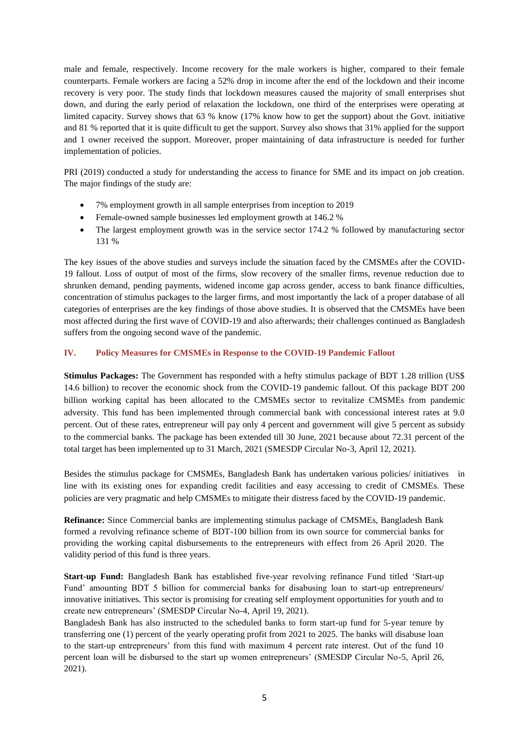male and female, respectively. Income recovery for the male workers is higher, compared to their female counterparts. Female workers are facing a 52% drop in income after the end of the lockdown and their income recovery is very poor. The study finds that lockdown measures caused the majority of small enterprises shut down, and during the early period of relaxation the lockdown, one third of the enterprises were operating at limited capacity. Survey shows that 63 % know (17% know how to get the support) about the Govt. initiative and 81 % reported that it is quite difficult to get the support. Survey also shows that 31% applied for the support and 1 owner received the support. Moreover, proper maintaining of data infrastructure is needed for further implementation of policies.

PRI (2019) conducted a study for understanding the access to finance for SME and its impact on job creation. The major findings of the study are:

- 7% employment growth in all sample enterprises from inception to 2019
- Female-owned sample businesses led employment growth at 146.2 %
- The largest employment growth was in the service sector 174.2 % followed by manufacturing sector 131 %

The key issues of the above studies and surveys include the situation faced by the CMSMEs after the COVID-19 fallout. Loss of output of most of the firms, slow recovery of the smaller firms, revenue reduction due to shrunken demand, pending payments, widened income gap across gender, access to bank finance difficulties, concentration of stimulus packages to the larger firms, and most importantly the lack of a proper database of all categories of enterprises are the key findings of those above studies. It is observed that the CMSMEs have been most affected during the first wave of COVID-19 and also afterwards; their challenges continued as Bangladesh suffers from the ongoing second wave of the pandemic.

## IV. Policy Measures for CMSMEs in Response to the COVID-19 Pandemic Fallout

**Stimulus Packages:** The Government has responded with a hefty stimulus package of BDT 1.28 trillion (US$ 14.6 billion) to recover the economic shock from the COVID-19 pandemic fallout. Of this package BDT 200 billion working capital has been allocated to the CMSMEs sector to revitalize CMSMEs from pandemic adversity. This fund has been implemented through commercial bank with concessional interest rates at 9.0 percent. Out of these rates, entrepreneur will pay only 4 percent and government will give 5 percent as subsidy to the commercial banks. The package has been extended till 30 June, 2021 because about 72.31 percent of the total target has been implemented up to 31 March, 2021 (SMESDP Circular No-3, April 12, 2021).

Besides the stimulus package for CMSMEs, Bangladesh Bank has undertaken various policies/ initiatives in line with its existing ones for expanding credit facilities and easy accessing to credit of CMSMEs. These policies are very pragmatic and help CMSMEs to mitigate their distress faced by the COVID-19 pandemic.

**Refinance:** Since Commercial banks are implementing stimulus package of CMSMEs, Bangladesh Bank formed a revolving refinance scheme of BDT-100 billion from its own source for commercial banks for providing the working capital disbursements to the entrepreneurs with effect from 26 April 2020. The validity period of this fund is three years.

**Start-up Fund:** Bangladesh Bank has established five-year revolving refinance Fund titled 'Start-up Fund' amounting BDT 5 billion for commercial banks for disabusing loan to start-up entrepreneurs/ innovative initiatives. This sector is promising for creating self employment opportunities for youth and to create new entrepreneurs' (SMESDP Circular No-4, April 19, 2021).

Bangladesh Bank has also instructed to the scheduled banks to form start-up fund for 5-year tenure by transferring one (1) percent of the yearly operating profit from 2021 to 2025. The banks will disabuse loan to the start-up entrepreneurs' from this fund with maximum 4 percent rate interest. Out of the fund 10 percent loan will be disbursed to the start up women entrepreneurs' (SMESDP Circular No-5, April 26, 2021).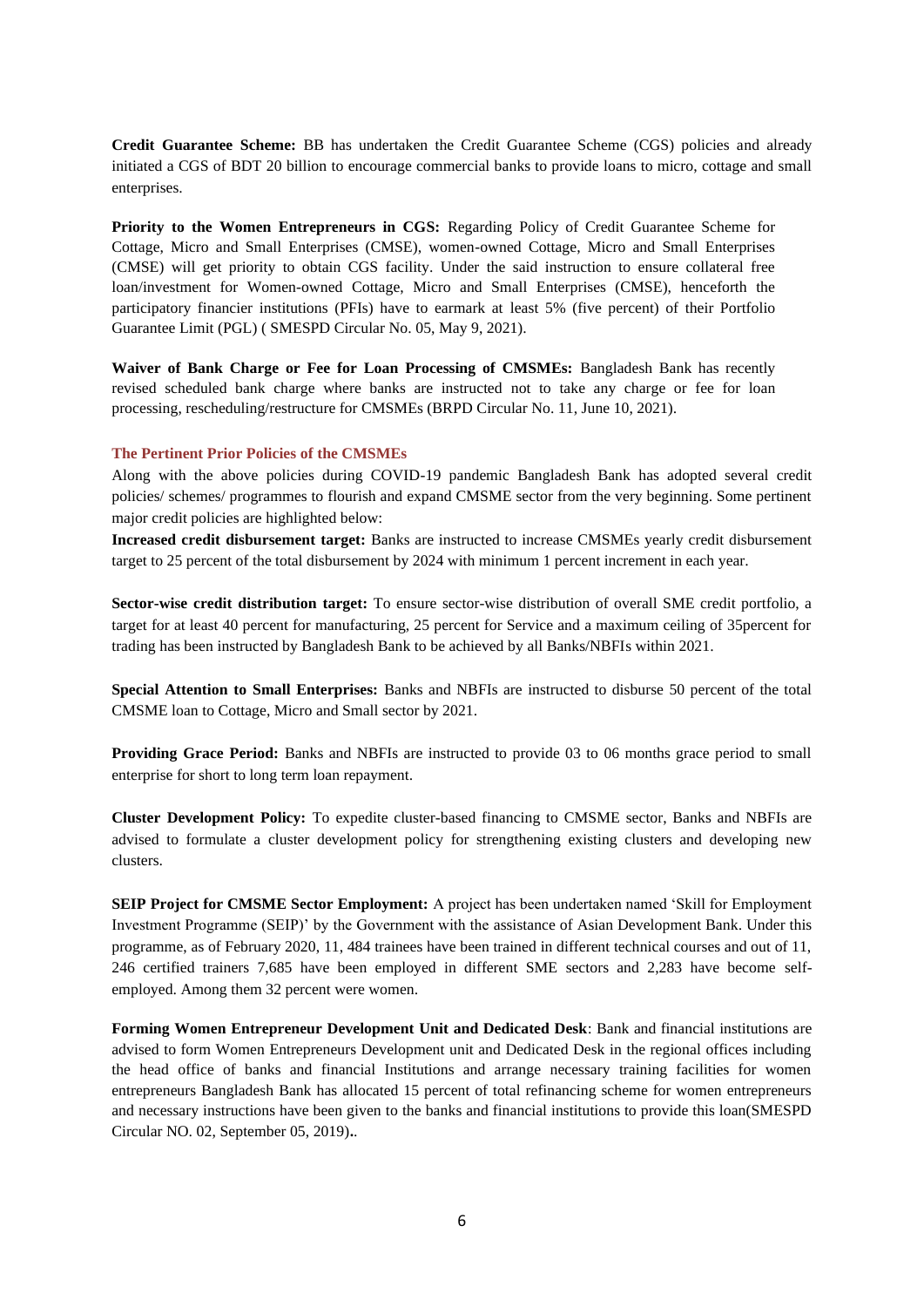**Credit Guarantee Scheme:** BB has undertaken the Credit Guarantee Scheme (CGS) policies and already initiated a CGS of BDT 20 billion to encourage commercial banks to provide loans to micro, cottage and small enterprises.

**Priority to the Women Entrepreneurs in CGS:** Regarding Policy of Credit Guarantee Scheme for Cottage, Micro and Small Enterprises (CMSE), women-owned Cottage, Micro and Small Enterprises (CMSE) will get priority to obtain CGS facility. Under the said instruction to ensure collateral free loan/investment for Women-owned Cottage, Micro and Small Enterprises (CMSE), henceforth the participatory financier institutions (PFIs) have to earmark at least 5% (five percent) of their Portfolio Guarantee Limit (PGL) ( SMESPD Circular No. 05, May 9, 2021).

**Waiver of Bank Charge or Fee for Loan Processing of CMSMEs:** Bangladesh Bank has recently revised scheduled bank charge where banks are instructed not to take any charge or fee for loan processing, rescheduling/restructure for CMSMEs (BRPD Circular No. 11, June 10, 2021).

### The Pertinent Prior Policies of the CMSMEs

Along with the above policies during COVID-19 pandemic Bangladesh Bank has adopted several credit policies/ schemes/ programmes to flourish and expand CMSME sector from the very beginning. Some pertinent major credit policies are highlighted below:

**Increased credit disbursement target:** Banks are instructed to increase CMSMEs yearly credit disbursement target to 25 percent of the total disbursement by 2024 with minimum 1 percent increment in each year.

**Sector-wise credit distribution target:** To ensure sector-wise distribution of overall SME credit portfolio, a target for at least 40 percent for manufacturing, 25 percent for Service and a maximum ceiling of 35percent for trading has been instructed by Bangladesh Bank to be achieved by all Banks/NBFIs within 2021.

**Special Attention to Small Enterprises:** Banks and NBFIs are instructed to disburse 50 percent of the total CMSME loan to Cottage, Micro and Small sector by 2021.

**Providing Grace Period:** Banks and NBFIs are instructed to provide 03 to 06 months grace period to small enterprise for short to long term loan repayment.

**Cluster Development Policy:** To expedite cluster-based financing to CMSME sector, Banks and NBFIs are advised to formulate a cluster development policy for strengthening existing clusters and developing new clusters.

**SEIP Project for CMSME Sector Employment:** A project has been undertaken named 'Skill for Employment Investment Programme (SEIP)' by the Government with the assistance of Asian Development Bank. Under this programme, as of February 2020, 11, 484 trainees have been trained in different technical courses and out of 11, 246 certified trainers 7,685 have been employed in different SME sectors and 2,283 have become self-employed. Among them 32 percent were women.

**Forming Women Entrepreneur Development Unit and Dedicated Desk**: Bank and financial institutions are advised to form Women Entrepreneurs Development unit and Dedicated Desk in the regional offices including the head office of banks and financial Institutions and arrange necessary training facilities for women entrepreneurs Bangladesh Bank has allocated 15 percent of total refinancing scheme for women entrepreneurs and necessary instructions have been given to the banks and financial institutions to provide this loan(SMESPD Circular NO. 02, September 05, 2019)..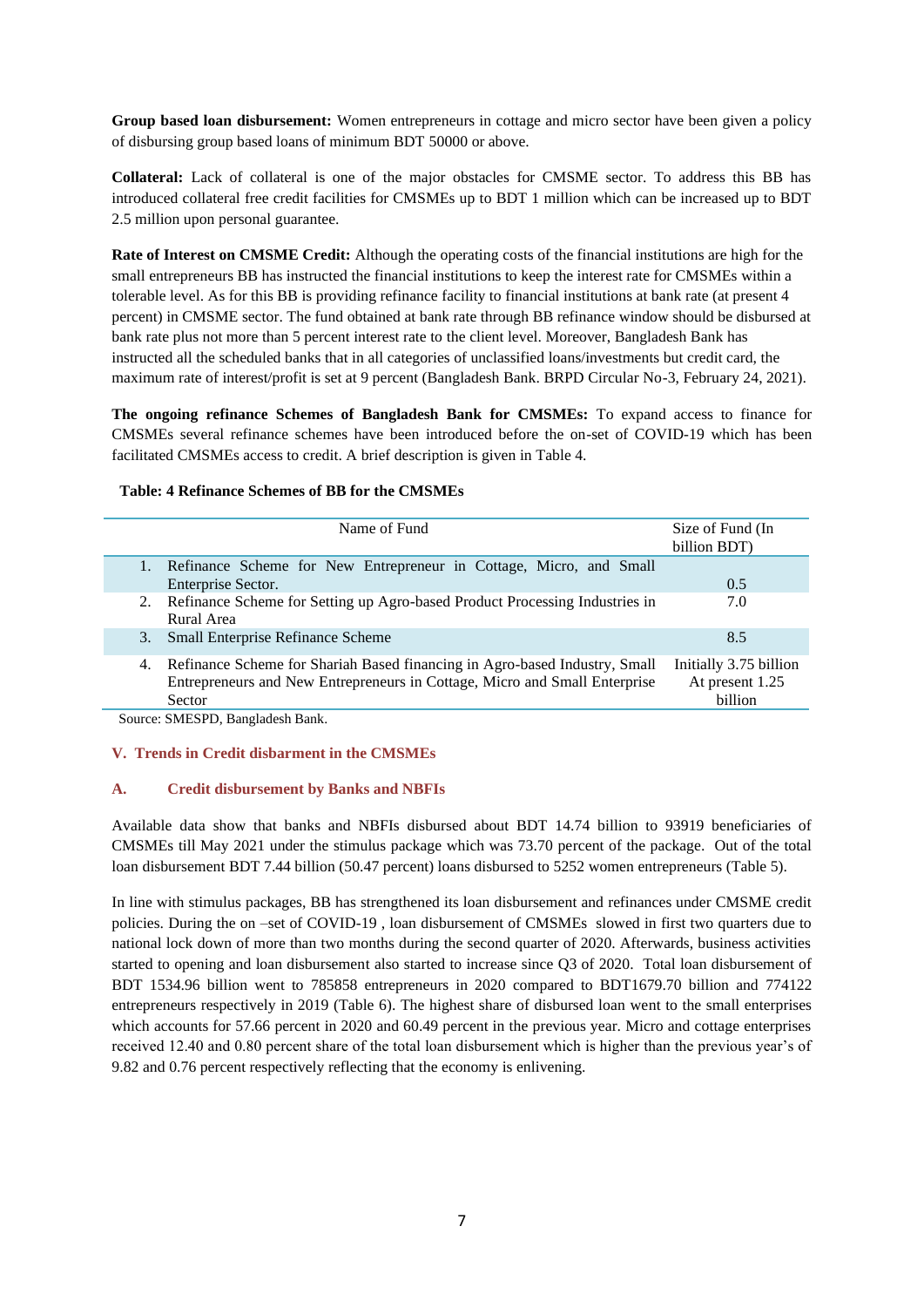**Group based loan disbursement:** Women entrepreneurs in cottage and micro sector have been given a policy of disbursing group based loans of minimum BDT 50000 or above.

**Collateral:** Lack of collateral is one of the major obstacles for CMSME sector. To address this BB has introduced collateral free credit facilities for CMSMEs up to BDT 1 million which can be increased up to BDT 2.5 million upon personal guarantee.

**Rate of Interest on CMSME Credit:** Although the operating costs of the financial institutions are high for the small entrepreneurs BB has instructed the financial institutions to keep the interest rate for CMSMEs within a tolerable level. As for this BB is providing refinance facility to financial institutions at bank rate (at present 4 percent) in CMSME sector. The fund obtained at bank rate through BB refinance window should be disbursed at bank rate plus not more than 5 percent interest rate to the client level. Moreover, Bangladesh Bank has instructed all the scheduled banks that in all categories of unclassified loans/investments but credit card, the maximum rate of interest/profit is set at 9 percent (Bangladesh Bank. BRPD Circular No-3, February 24, 2021).

**The ongoing refinance Schemes of Bangladesh Bank for CMSMEs:** To expand access to finance for CMSMEs several refinance schemes have been introduced before the on-set of COVID-19 which has been facilitated CMSMEs access to credit. A brief description is given in Table 4.

**Table: 4 Refinance Schemes of BB for the CMSMEs**

| | Name of Fund | Size of Fund (In billion BDT) |
|---|---|---|
| 1. | Refinance Scheme for New Entrepreneur in Cottage, Micro, and Small Enterprise Sector. | 0.5 |
| 2. | Refinance Scheme for Setting up Agro-based Product Processing Industries in Rural Area | 7.0 |
| 3. | Small Enterprise Refinance Scheme | 8.5 |
| 4. | Refinance Scheme for Shariah Based financing in Agro-based Industry, Small Entrepreneurs and New Entrepreneurs in Cottage, Micro and Small Enterprise Sector | Initially 3.75 billion At present 1.25 billion |

Source: SMESPD, Bangladesh Bank.

## V. Trends in Credit disbarment in the CMSMEs

### A. Credit disbursement by Banks and NBFIs

Available data show that banks and NBFIs disbursed about BDT 14.74 billion to 93919 beneficiaries of CMSMEs till May 2021 under the stimulus package which was 73.70 percent of the package. Out of the total loan disbursement BDT 7.44 billion (50.47 percent) loans disbursed to 5252 women entrepreneurs (Table 5).

In line with stimulus packages, BB has strengthened its loan disbursement and refinances under CMSME credit policies. During the on –set of COVID-19 , loan disbursement of CMSMEs slowed in first two quarters due to national lock down of more than two months during the second quarter of 2020. Afterwards, business activities started to opening and loan disbursement also started to increase since Q3 of 2020. Total loan disbursement of BDT 1534.96 billion went to 785858 entrepreneurs in 2020 compared to BDT1679.70 billion and 774122 entrepreneurs respectively in 2019 (Table 6). The highest share of disbursed loan went to the small enterprises which accounts for 57.66 percent in 2020 and 60.49 percent in the previous year. Micro and cottage enterprises received 12.40 and 0.80 percent share of the total loan disbursement which is higher than the previous year's of 9.82 and 0.76 percent respectively reflecting that the economy is enlivening.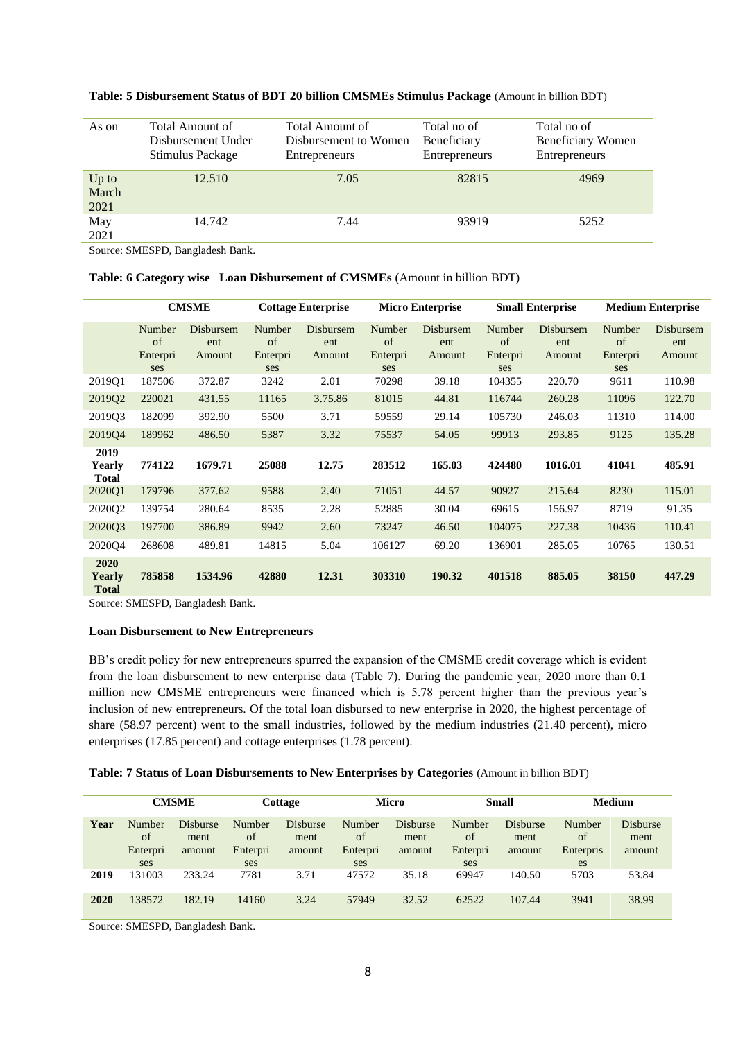**Table: 5 Disbursement Status of BDT 20 billion CMSMEs Stimulus Package** (Amount in billion BDT)

| As on | Total Amount of Disbursement Under Stimulus Package | Total Amount of Disbursement to Women Entrepreneurs | Total no of Beneficiary Entrepreneurs | Total no of Beneficiary Women Entrepreneurs |
|---|---|---|---|---|
| Up to March 2021 | 12.510 | 7.05 | 82815 | 4969 |
| May 2021 | 14.742 | 7.44 | 93919 | 5252 |

Source: SMESPD, Bangladesh Bank.

**Table: 6 Category wise Loan Disbursement of CMSMEs** (Amount in billion BDT)

| | CMSME | | Cottage Enterprise | | Micro Enterprise | | Small Enterprise | | Medium Enterprise | |
|---|---|---|---|---|---|---|---|---|---|---|
| | Number of Enterprises | Disbursement Amount | Number of Enterprises | Disbursement Amount | Number of Enterprises | Disbursement Amount | Number of Enterprises | Disbursement Amount | Number of Enterprises | Disbursement Amount |
| 2019Q1 | 187506 | 372.87 | 3242 | 2.01 | 70298 | 39.18 | 104355 | 220.70 | 9611 | 110.98 |
| 2019Q2 | 220021 | 431.55 | 11165 | 3.75.86 | 81015 | 44.81 | 116744 | 260.28 | 11096 | 122.70 |
| 2019Q3 | 182099 | 392.90 | 5500 | 3.71 | 59559 | 29.14 | 105730 | 246.03 | 11310 | 114.00 |
| 2019Q4 | 189962 | 486.50 | 5387 | 3.32 | 75537 | 54.05 | 99913 | 293.85 | 9125 | 135.28 |
| **2019 Yearly Total** | **774122** | **1679.71** | **25088** | **12.75** | **283512** | **165.03** | **424480** | **1016.01** | **41041** | **485.91** |
| 2020Q1 | 179796 | 377.62 | 9588 | 2.40 | 71051 | 44.57 | 90927 | 215.64 | 8230 | 115.01 |
| 2020Q2 | 139754 | 280.64 | 8535 | 2.28 | 52885 | 30.04 | 69615 | 156.97 | 8719 | 91.35 |
| 2020Q3 | 197700 | 386.89 | 9942 | 2.60 | 73247 | 46.50 | 104075 | 227.38 | 10436 | 110.41 |
| 2020Q4 | 268608 | 489.81 | 14815 | 5.04 | 106127 | 69.20 | 136901 | 285.05 | 10765 | 130.51 |
| **2020 Yearly Total** | **785858** | **1534.96** | **42880** | **12.31** | **303310** | **190.32** | **401518** | **885.05** | **38150** | **447.29** |

Source: SMESPD, Bangladesh Bank.

**Loan Disbursement to New Entrepreneurs**

BB's credit policy for new entrepreneurs spurred the expansion of the CMSME credit coverage which is evident from the loan disbursement to new enterprise data (Table 7). During the pandemic year, 2020 more than 0.1 million new CMSME entrepreneurs were financed which is 5.78 percent higher than the previous year's inclusion of new entrepreneurs. Of the total loan disbursed to new enterprise in 2020, the highest percentage of share (58.97 percent) went to the small industries, followed by the medium industries (21.40 percent), micro enterprises (17.85 percent) and cottage enterprises (1.78 percent).

**Table: 7 Status of Loan Disbursements to New Enterprises by Categories** (Amount in billion BDT)

| | CMSME | | Cottage | | Micro | | Small | | Medium | |
|---|---|---|---|---|---|---|---|---|---|---|
| **Year** | Number of Enterprises | Disbursement amount | Number of Enterprises | Disbursement amount | Number of Enterprises | Disbursement amount | Number of Enterprises | Disbursement amount | Number of Enterprises | Disbursement amount |
| **2019** | 131003 | 233.24 | 7781 | 3.71 | 47572 | 35.18 | 69947 | 140.50 | 5703 | 53.84 |
| **2020** | 138572 | 182.19 | 14160 | 3.24 | 57949 | 32.52 | 62522 | 107.44 | 3941 | 38.99 |

Source: SMESPD, Bangladesh Bank.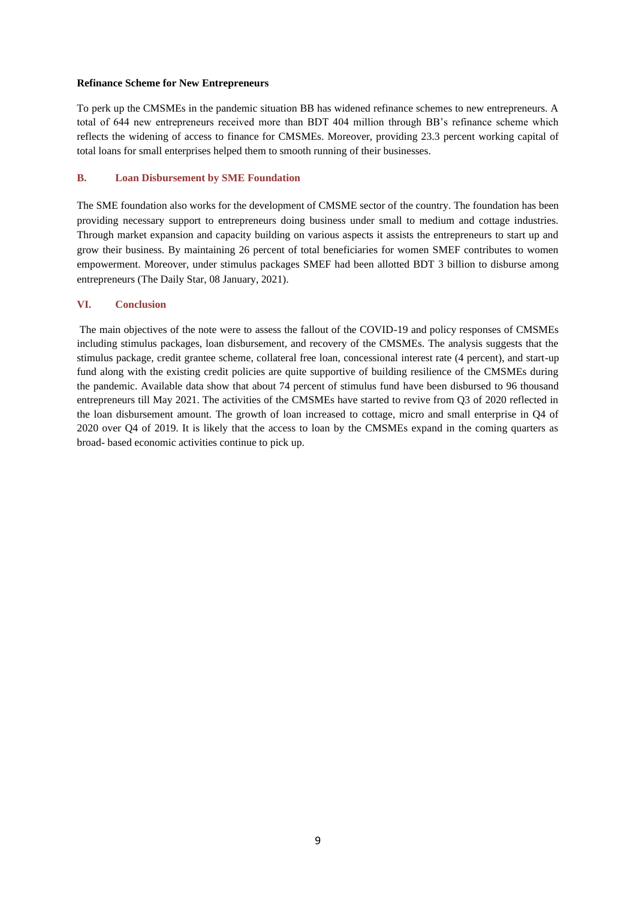**Refinance Scheme for New Entrepreneurs**

To perk up the CMSMEs in the pandemic situation BB has widened refinance schemes to new entrepreneurs. A total of 644 new entrepreneurs received more than BDT 404 million through BB's refinance scheme which reflects the widening of access to finance for CMSMEs. Moreover, providing 23.3 percent working capital of total loans for small enterprises helped them to smooth running of their businesses.

### B. Loan Disbursement by SME Foundation

The SME foundation also works for the development of CMSME sector of the country. The foundation has been providing necessary support to entrepreneurs doing business under small to medium and cottage industries. Through market expansion and capacity building on various aspects it assists the entrepreneurs to start up and grow their business. By maintaining 26 percent of total beneficiaries for women SMEF contributes to women empowerment. Moreover, under stimulus packages SMEF had been allotted BDT 3 billion to disburse among entrepreneurs (The Daily Star, 08 January, 2021).

## VI. Conclusion

The main objectives of the note were to assess the fallout of the COVID-19 and policy responses of CMSMEs including stimulus packages, loan disbursement, and recovery of the CMSMEs. The analysis suggests that the stimulus package, credit grantee scheme, collateral free loan, concessional interest rate (4 percent), and start-up fund along with the existing credit policies are quite supportive of building resilience of the CMSMEs during the pandemic. Available data show that about 74 percent of stimulus fund have been disbursed to 96 thousand entrepreneurs till May 2021. The activities of the CMSMEs have started to revive from Q3 of 2020 reflected in the loan disbursement amount. The growth of loan increased to cottage, micro and small enterprise in Q4 of 2020 over Q4 of 2019. It is likely that the access to loan by the CMSMEs expand in the coming quarters as broad- based economic activities continue to pick up.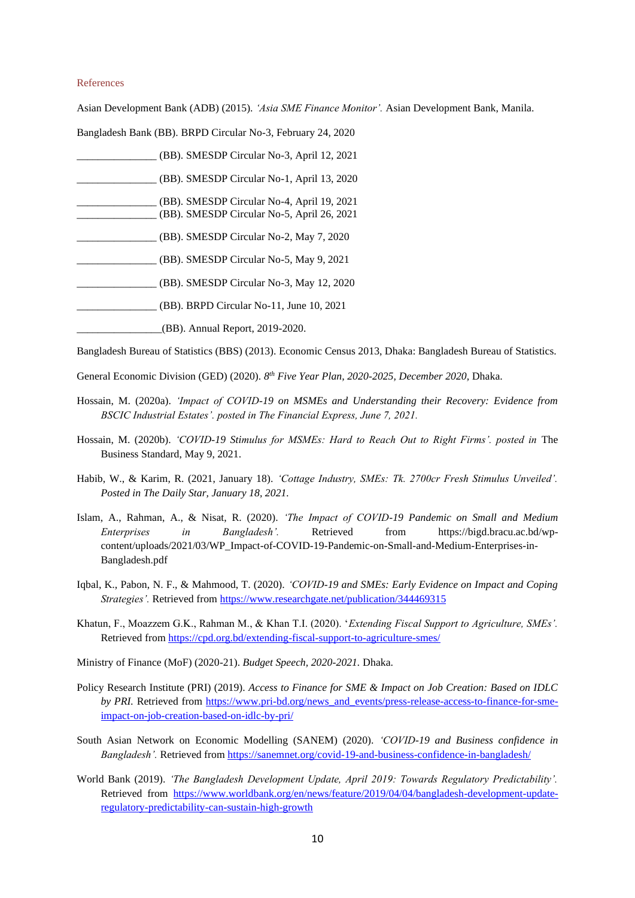## References

Asian Development Bank (ADB) (2015). *'Asia SME Finance Monitor'.* Asian Development Bank, Manila.

Bangladesh Bank (BB). BRPD Circular No-3, February 24, 2020

_______________ (BB). SMESDP Circular No-3, April 12, 2021

_______________ (BB). SMESDP Circular No-1, April 13, 2020

_______________ (BB). SMESDP Circular No-4, April 19, 2021
_______________ (BB). SMESDP Circular No-5, April 26, 2021

_______________ (BB). SMESDP Circular No-2, May 7, 2020

_______________ (BB). SMESDP Circular No-5, May 9, 2021

_______________ (BB). SMESDP Circular No-3, May 12, 2020

_______________ (BB). BRPD Circular No-11, June 10, 2021

________________(BB). Annual Report, 2019-2020.

Bangladesh Bureau of Statistics (BBS) (2013). Economic Census 2013, Dhaka: Bangladesh Bureau of Statistics.

General Economic Division (GED) (2020). *8th Five Year Plan, 2020-2025, December 2020,* Dhaka.

Hossain, M. (2020a). *'Impact of COVID-19 on MSMEs and Understanding their Recovery: Evidence from BSCIC Industrial Estates'. posted in The Financial Express, June 7, 2021.*

Hossain, M. (2020b). *'COVID-19 Stimulus for MSMEs: Hard to Reach Out to Right Firms'. posted in* The Business Standard, May 9, 2021.

Habib, W., & Karim, R. (2021, January 18). *'Cottage Industry, SMEs: Tk. 2700cr Fresh Stimulus Unveiled'. Posted in The Daily Star, January 18, 2021.*

Islam, A., Rahman, A., & Nisat, R. (2020). *'The Impact of COVID-19 Pandemic on Small and Medium Enterprises in Bangladesh'.* Retrieved from https://bigd.bracu.ac.bd/wp-content/uploads/2021/03/WP_Impact-of-COVID-19-Pandemic-on-Small-and-Medium-Enterprises-in-Bangladesh.pdf

Iqbal, K., Pabon, N. F., & Mahmood, T. (2020). *'COVID-19 and SMEs: Early Evidence on Impact and Coping Strategies'.* Retrieved from https://www.researchgate.net/publication/344469315

Khatun, F., Moazzem G.K., Rahman M., & Khan T.I. (2020). '*Extending Fiscal Support to Agriculture, SMEs'.* Retrieved from https://cpd.org.bd/extending-fiscal-support-to-agriculture-smes/

Ministry of Finance (MoF) (2020-21). *Budget Speech, 2020-2021.* Dhaka.

Policy Research Institute (PRI) (2019). *Access to Finance for SME & Impact on Job Creation: Based on IDLC by PRI.* Retrieved from https://www.pri-bd.org/news_and_events/press-release-access-to-finance-for-sme-impact-on-job-creation-based-on-idlc-by-pri/

South Asian Network on Economic Modelling (SANEM) (2020). *'COVID-19 and Business confidence in Bangladesh'.* Retrieved from https://sanemnet.org/covid-19-and-business-confidence-in-bangladesh/

World Bank (2019). *'The Bangladesh Development Update, April 2019: Towards Regulatory Predictability'.* Retrieved from https://www.worldbank.org/en/news/feature/2019/04/04/bangladesh-development-update-regulatory-predictability-can-sustain-high-growth